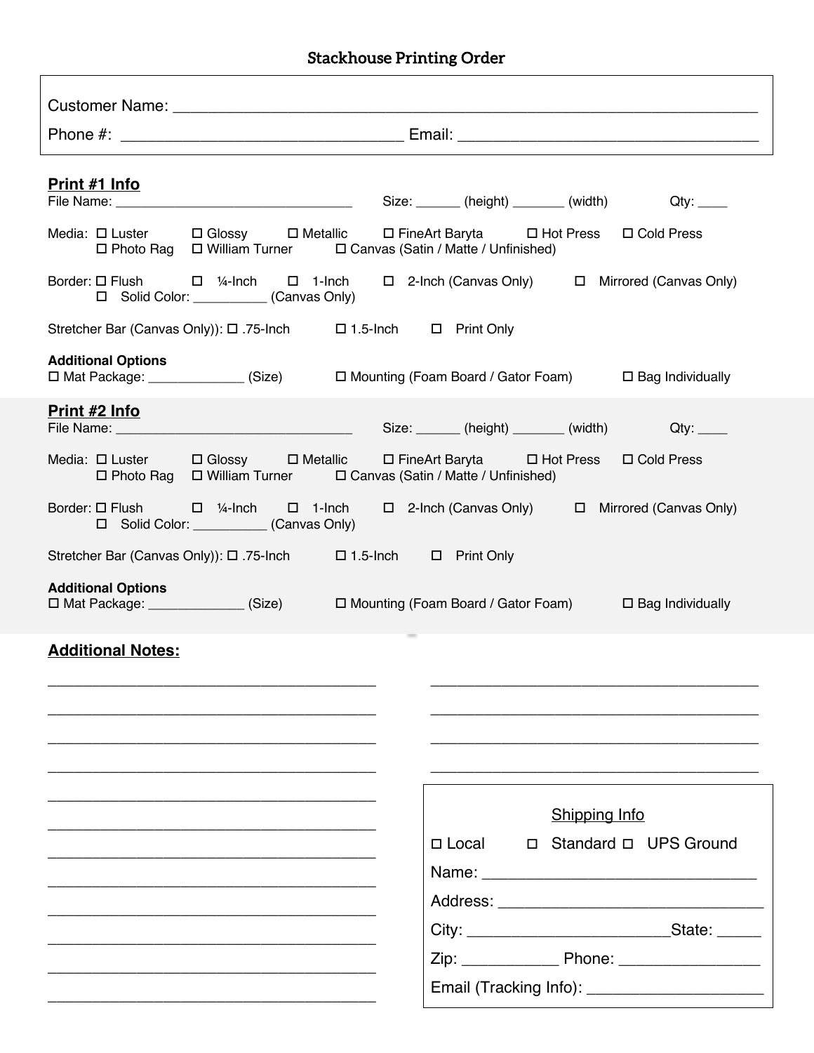# Stackhouse Printing Order

Customer Name: ______________________________________________________________

Phone #: ________________________________ Email: __________________________________

## Print #1 Info

File Name: ____________________________ Size: ______ (height) _______ (width) Qty: ____

Media: ☐ Luster ☐ Glossy ☐ Metallic ☐ FineArt Baryta ☐ Hot Press ☐ Cold Press
☐ Photo Rag ☐ William Turner ☐ Canvas (Satin / Matte / Unfinished)

Border: ☐ Flush ☐ ¼-Inch ☐ 1-Inch ☐ 2-Inch (Canvas Only) ☐ Mirrored (Canvas Only)
☐ Solid Color: __________ (Canvas Only)

Stretcher Bar (Canvas Only)): ☐ .75-Inch ☐ 1.5-Inch ☐ Print Only

**Additional Options**

☐ Mat Package: _____________ (Size) ☐ Mounting (Foam Board / Gator Foam) ☐ Bag Individually

## Print #2 Info

File Name: ____________________________ Size: ______ (height) _______ (width) Qty: ____

Media: ☐ Luster ☐ Glossy ☐ Metallic ☐ FineArt Baryta ☐ Hot Press ☐ Cold Press
☐ Photo Rag ☐ William Turner ☐ Canvas (Satin / Matte / Unfinished)

Border: ☐ Flush ☐ ¼-Inch ☐ 1-Inch ☐ 2-Inch (Canvas Only) ☐ Mirrored (Canvas Only)
☐ Solid Color: __________ (Canvas Only)

Stretcher Bar (Canvas Only)): ☐ .75-Inch ☐ 1.5-Inch ☐ Print Only

**Additional Options**

☐ Mat Package: _____________ (Size) ☐ Mounting (Foam Board / Gator Foam) ☐ Bag Individually

## Additional Notes:

________________________________________

________________________________________

________________________________________

________________________________________

________________________________________

________________________________________

________________________________________

________________________________________

________________________________________

________________________________________

________________________________________

________________________________________

________________________________________

________________________________________

________________________________________

________________________________________

### Shipping Info

☐ Local ☐ Standard ☐ UPS Ground

Name: ________________________________

Address: ______________________________

City: ______________________State: _____

Zip: ___________ Phone: _______________

Email (Tracking Info): ____________________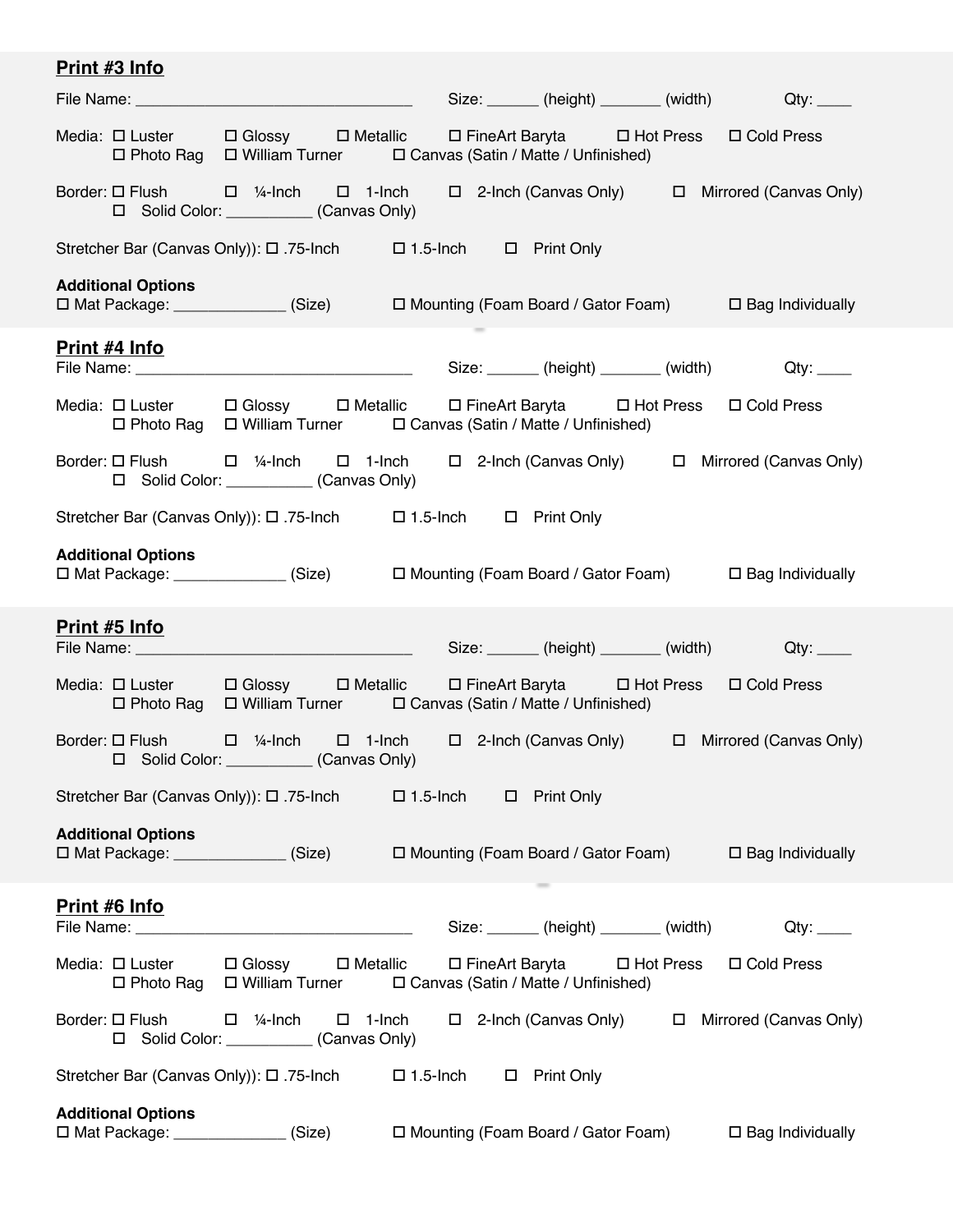**Print #3 Info**

File Name: ________________________________ Size: ______ (height) _______ (width) Qty: ____

Media: ☐ Luster ☐ Glossy ☐ Metallic ☐ FineArt Baryta ☐ Hot Press ☐ Cold Press
☐ Photo Rag ☐ William Turner ☐ Canvas (Satin / Matte / Unfinished)

Border: ☐ Flush ☐ ¼-Inch ☐ 1-Inch ☐ 2-Inch (Canvas Only) ☐ Mirrored (Canvas Only)
☐ Solid Color: __________ (Canvas Only)

Stretcher Bar (Canvas Only)): ☐ .75-Inch ☐ 1.5-Inch ☐ Print Only

**Additional Options**
☐ Mat Package: _____________ (Size) ☐ Mounting (Foam Board / Gator Foam) ☐ Bag Individually

**Print #4 Info**

File Name: ________________________________ Size: ______ (height) _______ (width) Qty: ____

Media: ☐ Luster ☐ Glossy ☐ Metallic ☐ FineArt Baryta ☐ Hot Press ☐ Cold Press
☐ Photo Rag ☐ William Turner ☐ Canvas (Satin / Matte / Unfinished)

Border: ☐ Flush ☐ ¼-Inch ☐ 1-Inch ☐ 2-Inch (Canvas Only) ☐ Mirrored (Canvas Only)
☐ Solid Color: __________ (Canvas Only)

Stretcher Bar (Canvas Only)): ☐ .75-Inch ☐ 1.5-Inch ☐ Print Only

**Additional Options**
☐ Mat Package: _____________ (Size) ☐ Mounting (Foam Board / Gator Foam) ☐ Bag Individually

**Print #5 Info**

File Name: ________________________________ Size: ______ (height) _______ (width) Qty: ____

Media: ☐ Luster ☐ Glossy ☐ Metallic ☐ FineArt Baryta ☐ Hot Press ☐ Cold Press
☐ Photo Rag ☐ William Turner ☐ Canvas (Satin / Matte / Unfinished)

Border: ☐ Flush ☐ ¼-Inch ☐ 1-Inch ☐ 2-Inch (Canvas Only) ☐ Mirrored (Canvas Only)
☐ Solid Color: __________ (Canvas Only)

Stretcher Bar (Canvas Only)): ☐ .75-Inch ☐ 1.5-Inch ☐ Print Only

**Additional Options**
☐ Mat Package: _____________ (Size) ☐ Mounting (Foam Board / Gator Foam) ☐ Bag Individually

**Print #6 Info**

File Name: ________________________________ Size: ______ (height) _______ (width) Qty: ____

Media: ☐ Luster ☐ Glossy ☐ Metallic ☐ FineArt Baryta ☐ Hot Press ☐ Cold Press
☐ Photo Rag ☐ William Turner ☐ Canvas (Satin / Matte / Unfinished)

Border: ☐ Flush ☐ ¼-Inch ☐ 1-Inch ☐ 2-Inch (Canvas Only) ☐ Mirrored (Canvas Only)
☐ Solid Color: __________ (Canvas Only)

Stretcher Bar (Canvas Only)): ☐ .75-Inch ☐ 1.5-Inch ☐ Print Only

**Additional Options**
☐ Mat Package: _____________ (Size) ☐ Mounting (Foam Board / Gator Foam) ☐ Bag Individually